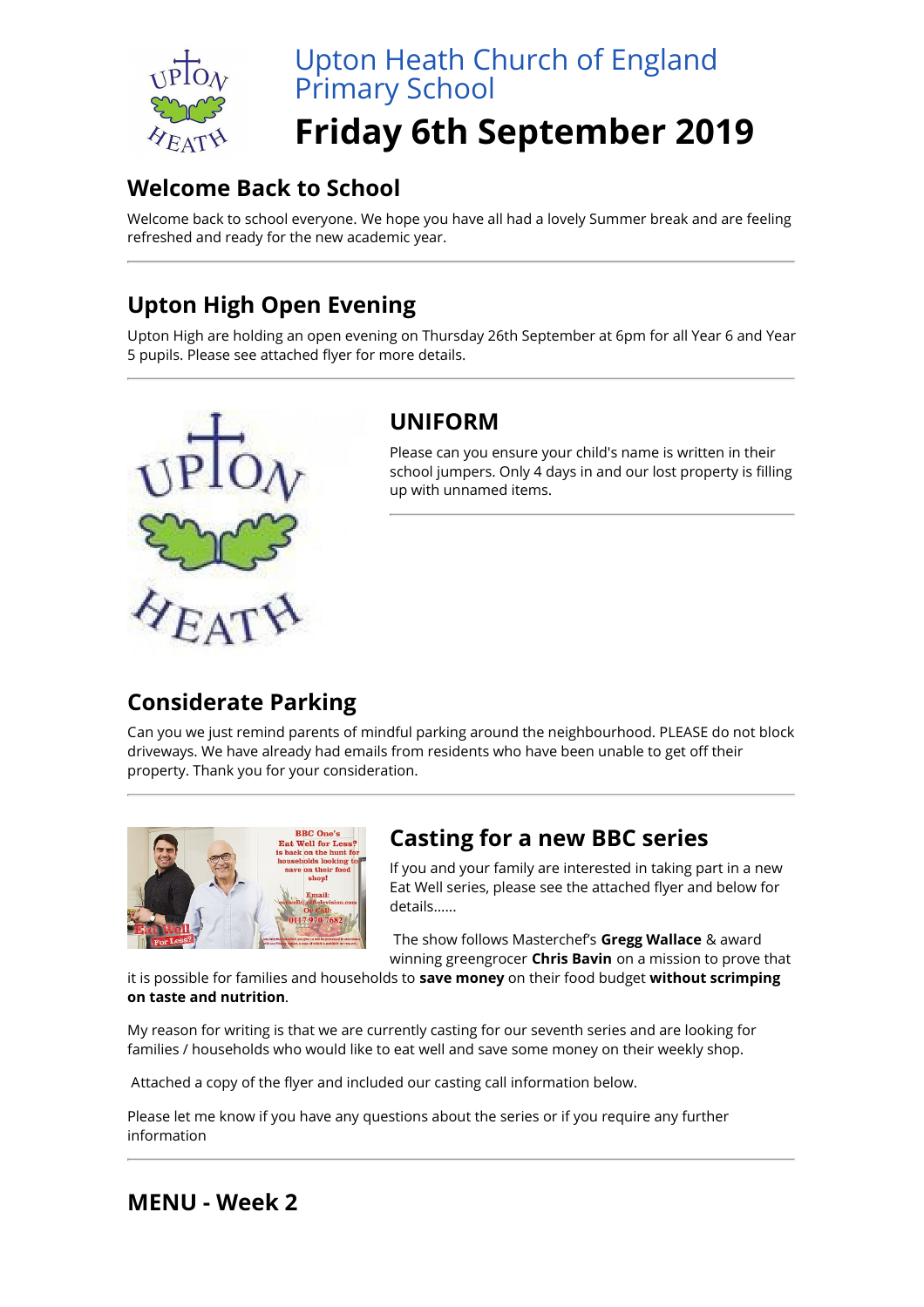# Upton Heath Church of England Primary School

# Friday 6th September 2019

## Welcome Back to School

Welcome back to school everyone. We hope you have all had a lovely Summer break and are feeling refreshed and ready for the new academic year.

---

## Upton High Open Evening

Upton High are holding an open evening on Thursday 26th September at 6pm for all Year 6 and Year 5 pupils. Please see attached flyer for more details.

---

## UNIFORM

Please can you ensure your child's name is written in their school jumpers. Only 4 days in and our lost property is filling up with unnamed items.

---

## Considerate Parking

Can you we just remind parents of mindful parking around the neighbourhood. PLEASE do not block driveways. We have already had emails from residents who have been unable to get off their property. Thank you for your consideration.

---

## Casting for a new BBC series

If you and your family are interested in taking part in a new Eat Well series, please see the attached flyer and below for details......

The show follows Masterchef's **Gregg Wallace** & award winning greengrocer **Chris Bavin** on a mission to prove that it is possible for families and households to **save money** on their food budget **without scrimping on taste and nutrition**.

My reason for writing is that we are currently casting for our seventh series and are looking for families / households who would like to eat well and save some money on their weekly shop.

Attached a copy of the flyer and included our casting call information below.

Please let me know if you have any questions about the series or if you require any further information

---

## MENU - Week 2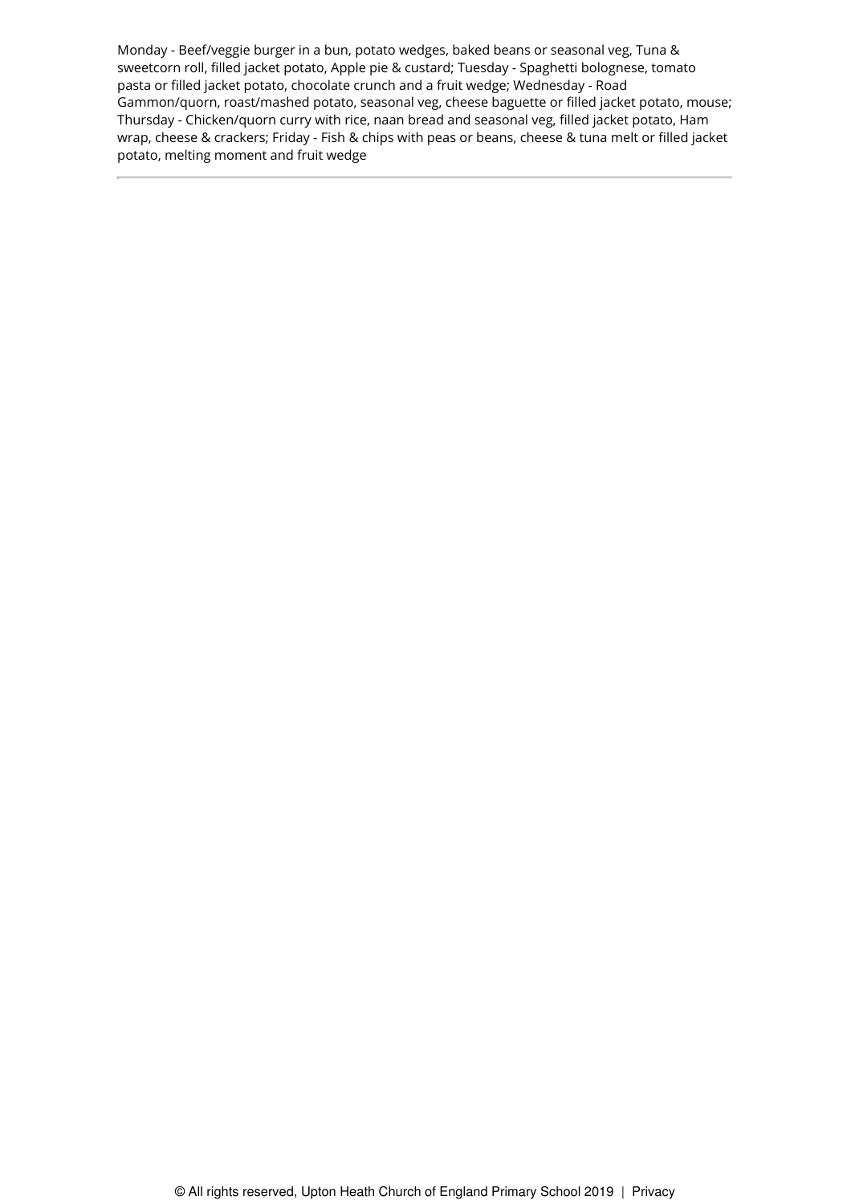Monday - Beef/veggie burger in a bun, potato wedges, baked beans or seasonal veg, Tuna & sweetcorn roll, filled jacket potato, Apple pie & custard; Tuesday - Spaghetti bolognese, tomato pasta or filled jacket potato, chocolate crunch and a fruit wedge; Wednesday - Road Gammon/quorn, roast/mashed potato, seasonal veg, cheese baguette or filled jacket potato, mouse; Thursday - Chicken/quorn curry with rice, naan bread and seasonal veg, filled jacket potato, Ham wrap, cheese & crackers; Friday - Fish & chips with peas or beans, cheese & tuna melt or filled jacket potato, melting moment and fruit wedge

---